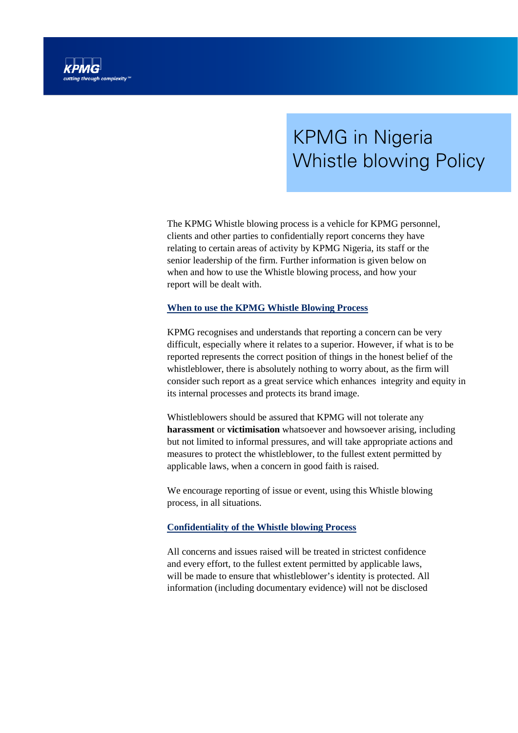# KPMG in Nigeria Whistle blowing Policy

The KPMG Whistle blowing process is a vehicle for KPMG personnel, clients and other parties to confidentially report concerns they have relating to certain areas of activity by KPMG Nigeria, its staff or the senior leadership of the firm. Further information is given below on when and how to use the Whistle blowing process, and how your report will be dealt with.

## When to use the KPMG Whistle Blowing Process

KPMG recognises and understands that reporting a concern can be very difficult, especially where it relates to a superior. However, if what is to be reported represents the correct position of things in the honest belief of the whistleblower, there is absolutely nothing to worry about, as the firm will consider such report as a great service which enhances integrity and equity in its internal processes and protects its brand image.

Whistleblowers should be assured that KPMG will not tolerate any **harassment** or **victimisation** whatsoever and howsoever arising, including but not limited to informal pressures, and will take appropriate actions and measures to protect the whistleblower, to the fullest extent permitted by applicable laws, when a concern in good faith is raised.

We encourage reporting of issue or event, using this Whistle blowing process, in all situations.

## Confidentiality of the Whistle blowing Process

All concerns and issues raised will be treated in strictest confidence and every effort, to the fullest extent permitted by applicable laws, will be made to ensure that whistleblower's identity is protected. All information (including documentary evidence) will not be disclosed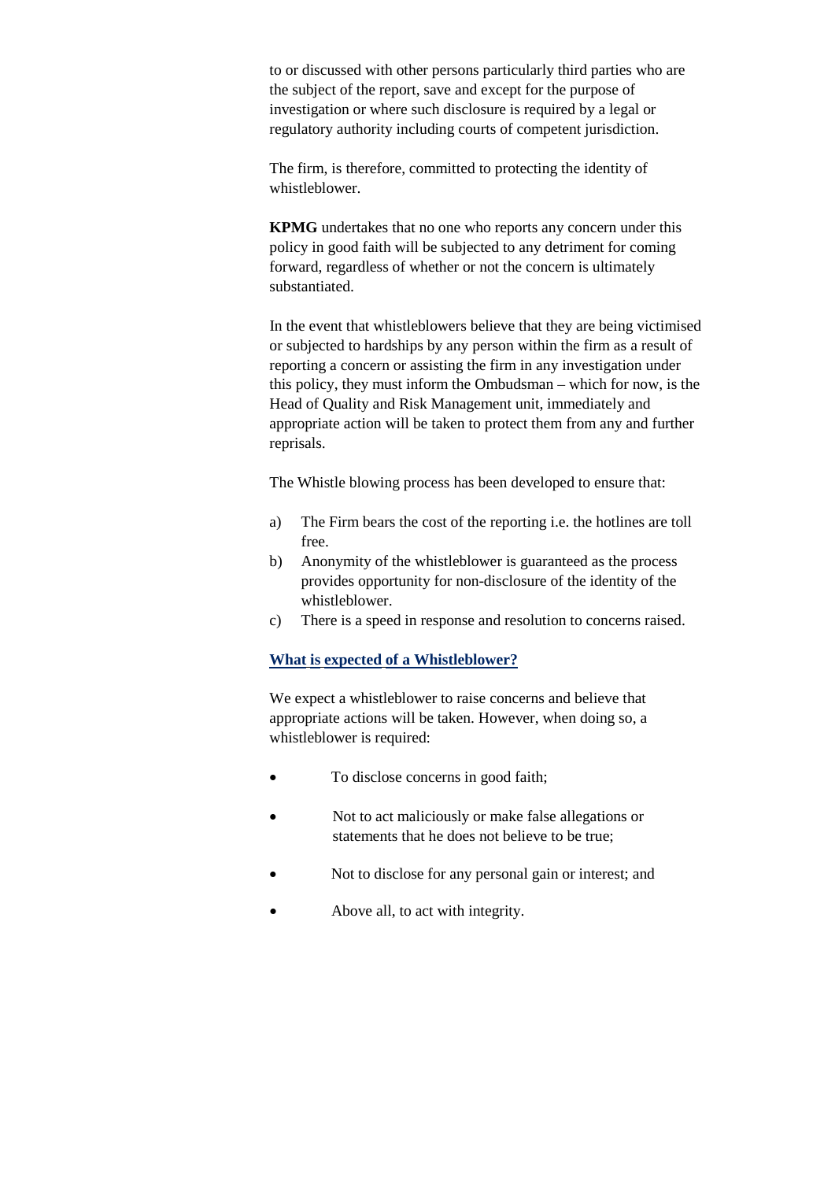to or discussed with other persons particularly third parties who are the subject of the report, save and except for the purpose of investigation or where such disclosure is required by a legal or regulatory authority including courts of competent jurisdiction.

The firm, is therefore, committed to protecting the identity of whistleblower.

**KPMG** undertakes that no one who reports any concern under this policy in good faith will be subjected to any detriment for coming forward, regardless of whether or not the concern is ultimately substantiated.

In the event that whistleblowers believe that they are being victimised or subjected to hardships by any person within the firm as a result of reporting a concern or assisting the firm in any investigation under this policy, they must inform the Ombudsman – which for now, is the Head of Quality and Risk Management unit, immediately and appropriate action will be taken to protect them from any and further reprisals.

The Whistle blowing process has been developed to ensure that:

a) The Firm bears the cost of the reporting i.e. the hotlines are toll free.
b) Anonymity of the whistleblower is guaranteed as the process provides opportunity for non-disclosure of the identity of the whistleblower.
c) There is a speed in response and resolution to concerns raised.

## What is expected of a Whistleblower?

We expect a whistleblower to raise concerns and believe that appropriate actions will be taken. However, when doing so, a whistleblower is required:

- To disclose concerns in good faith;
- Not to act maliciously or make false allegations or statements that he does not believe to be true;
- Not to disclose for any personal gain or interest; and
- Above all, to act with integrity.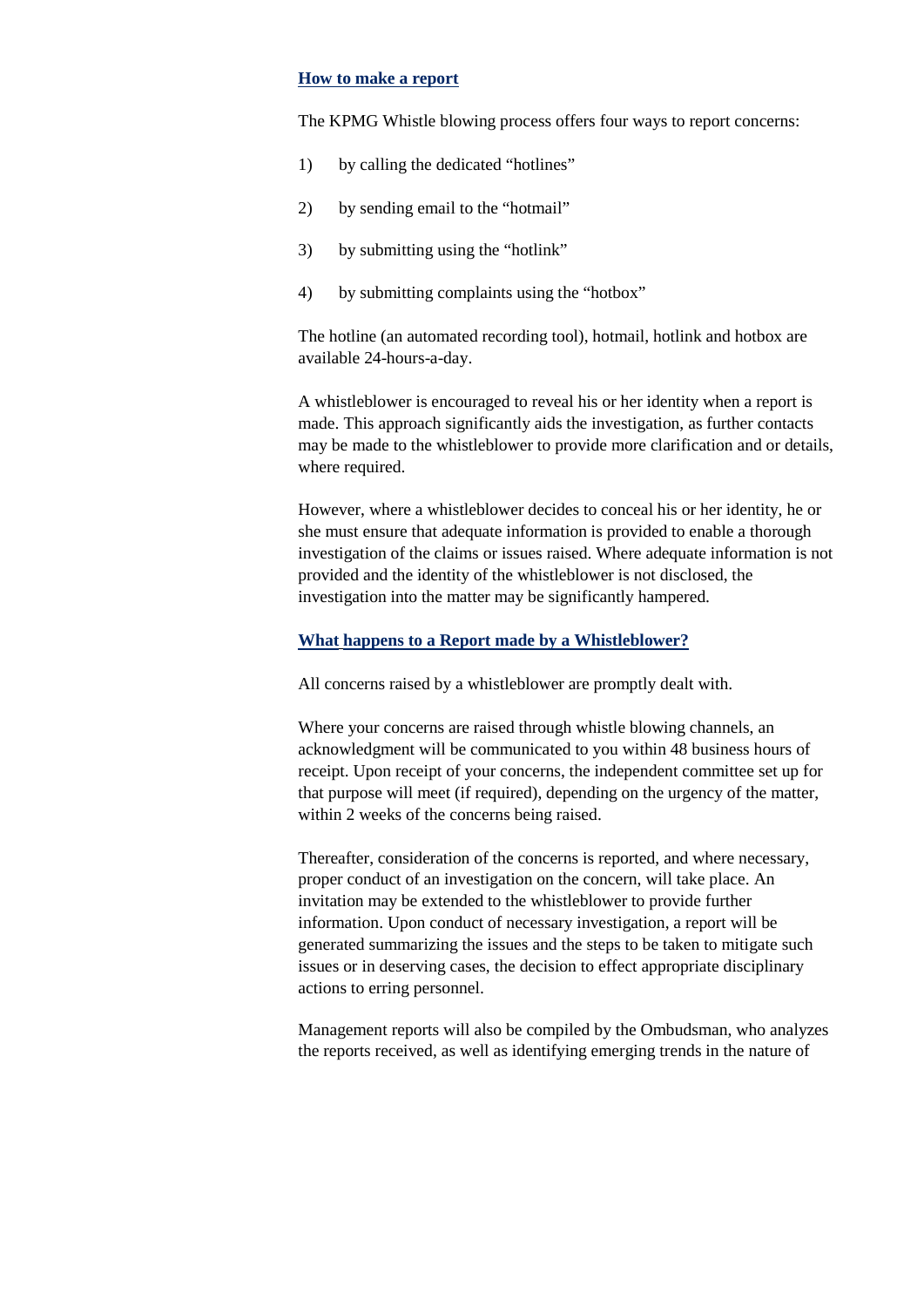### How to make a report

The KPMG Whistle blowing process offers four ways to report concerns:

1) by calling the dedicated "hotlines"

2) by sending email to the "hotmail"

3) by submitting using the "hotlink"

4) by submitting complaints using the "hotbox"

The hotline (an automated recording tool), hotmail, hotlink and hotbox are available 24-hours-a-day.

A whistleblower is encouraged to reveal his or her identity when a report is made. This approach significantly aids the investigation, as further contacts may be made to the whistleblower to provide more clarification and or details, where required.

However, where a whistleblower decides to conceal his or her identity, he or she must ensure that adequate information is provided to enable a thorough investigation of the claims or issues raised. Where adequate information is not provided and the identity of the whistleblower is not disclosed, the investigation into the matter may be significantly hampered.

### What happens to a Report made by a Whistleblower?

All concerns raised by a whistleblower are promptly dealt with.

Where your concerns are raised through whistle blowing channels, an acknowledgment will be communicated to you within 48 business hours of receipt. Upon receipt of your concerns, the independent committee set up for that purpose will meet (if required), depending on the urgency of the matter, within 2 weeks of the concerns being raised.

Thereafter, consideration of the concerns is reported, and where necessary, proper conduct of an investigation on the concern, will take place. An invitation may be extended to the whistleblower to provide further information. Upon conduct of necessary investigation, a report will be generated summarizing the issues and the steps to be taken to mitigate such issues or in deserving cases, the decision to effect appropriate disciplinary actions to erring personnel.

Management reports will also be compiled by the Ombudsman, who analyzes the reports received, as well as identifying emerging trends in the nature of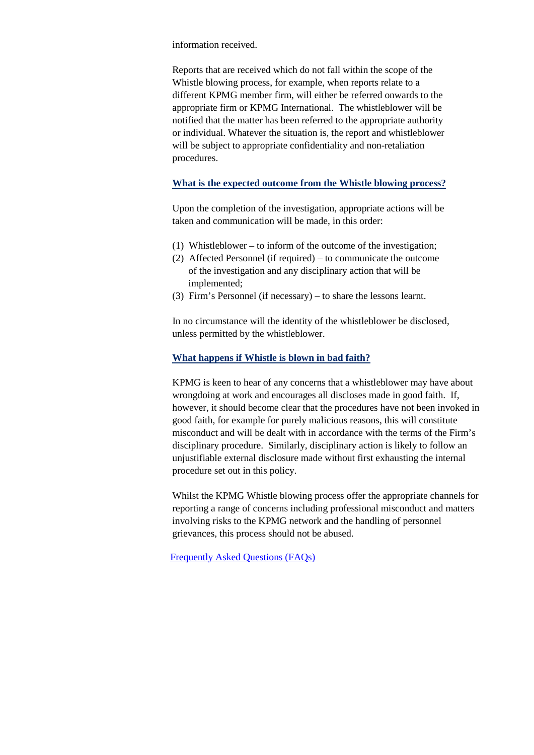information received.

Reports that are received which do not fall within the scope of the Whistle blowing process, for example, when reports relate to a different KPMG member firm, will either be referred onwards to the appropriate firm or KPMG International. The whistleblower will be notified that the matter has been referred to the appropriate authority or individual. Whatever the situation is, the report and whistleblower will be subject to appropriate confidentiality and non-retaliation procedures.

**What is the expected outcome from the Whistle blowing process?**

Upon the completion of the investigation, appropriate actions will be taken and communication will be made, in this order:

(1) Whistleblower – to inform of the outcome of the investigation;
(2) Affected Personnel (if required) – to communicate the outcome of the investigation and any disciplinary action that will be implemented;
(3) Firm's Personnel (if necessary) – to share the lessons learnt.

In no circumstance will the identity of the whistleblower be disclosed, unless permitted by the whistleblower.

**What happens if Whistle is blown in bad faith?**

KPMG is keen to hear of any concerns that a whistleblower may have about wrongdoing at work and encourages all discloses made in good faith. If, however, it should become clear that the procedures have not been invoked in good faith, for example for purely malicious reasons, this will constitute misconduct and will be dealt with in accordance with the terms of the Firm's disciplinary procedure. Similarly, disciplinary action is likely to follow an unjustifiable external disclosure made without first exhausting the internal procedure set out in this policy.

Whilst the KPMG Whistle blowing process offer the appropriate channels for reporting a range of concerns including professional misconduct and matters involving risks to the KPMG network and the handling of personnel grievances, this process should not be abused.

Frequently Asked Questions (FAQs)